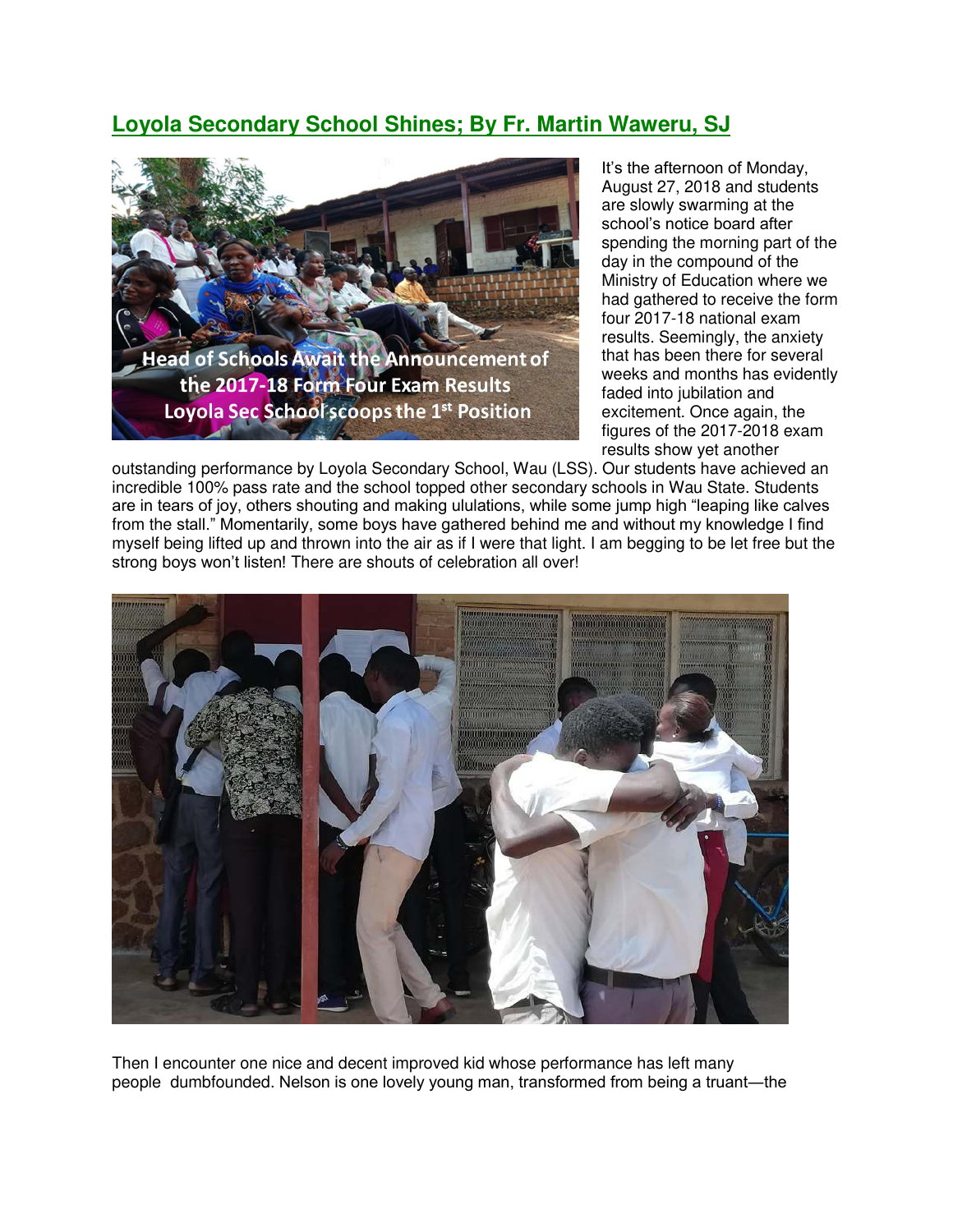## Loyola Secondary School Shines; By Fr. Martin Waweru, SJ

Head of Schools Await the Announcement of the 2017-18 Form Four Exam Results Loyola Sec School scoops the 1st Position

It's the afternoon of Monday, August 27, 2018 and students are slowly swarming at the school's notice board after spending the morning part of the day in the compound of the Ministry of Education where we had gathered to receive the form four 2017-18 national exam results. Seemingly, the anxiety that has been there for several weeks and months has evidently faded into jubilation and excitement. Once again, the figures of the 2017-2018 exam results show yet another outstanding performance by Loyola Secondary School, Wau (LSS). Our students have achieved an incredible 100% pass rate and the school topped other secondary schools in Wau State. Students are in tears of joy, others shouting and making ululations, while some jump high "leaping like calves from the stall." Momentarily, some boys have gathered behind me and without my knowledge I find myself being lifted up and thrown into the air as if I were that light. I am begging to be let free but the strong boys won't listen! There are shouts of celebration all over!

Then I encounter one nice and decent improved kid whose performance has left many people dumbfounded. Nelson is one lovely young man, transformed from being a truant—the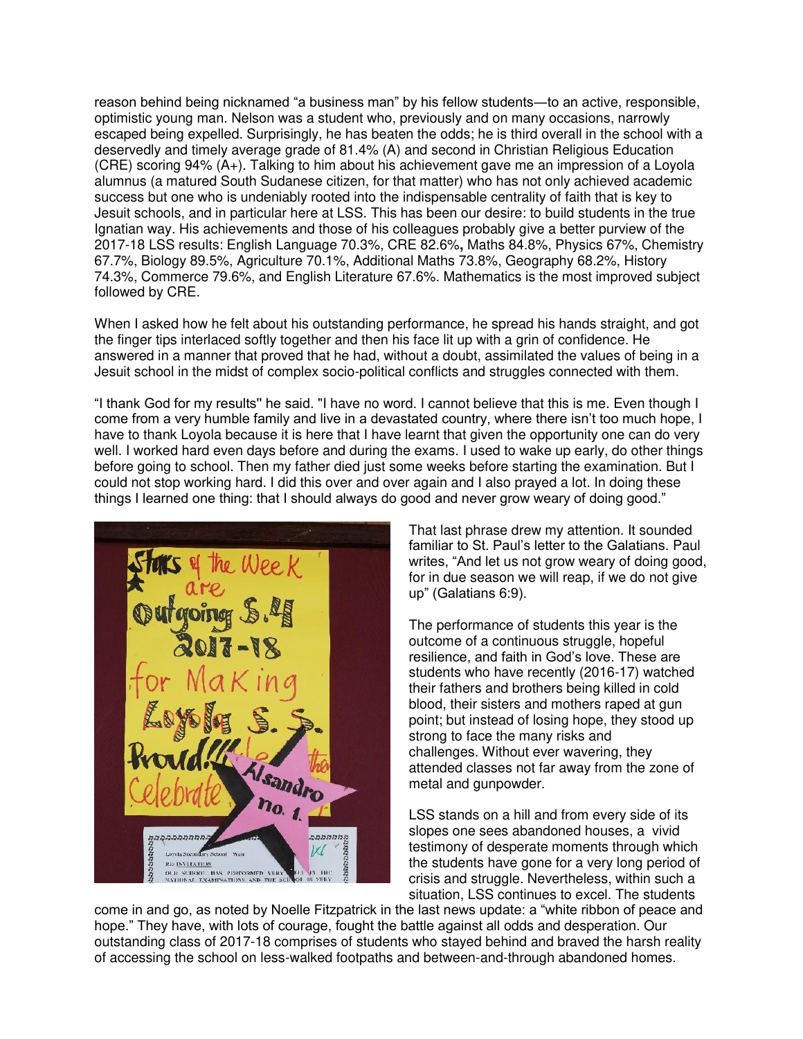reason behind being nicknamed "a business man" by his fellow students—to an active, responsible, optimistic young man. Nelson was a student who, previously and on many occasions, narrowly escaped being expelled. Surprisingly, he has beaten the odds; he is third overall in the school with a deservedly and timely average grade of 81.4% (A) and second in Christian Religious Education (CRE) scoring 94% (A+). Talking to him about his achievement gave me an impression of a Loyola alumnus (a matured South Sudanese citizen, for that matter) who has not only achieved academic success but one who is undeniably rooted into the indispensable centrality of faith that is key to Jesuit schools, and in particular here at LSS. This has been our desire: to build students in the true Ignatian way. His achievements and those of his colleagues probably give a better purview of the 2017-18 LSS results: English Language 70.3%, CRE 82.6%**,** Maths 84.8%, Physics 67%, Chemistry 67.7%, Biology 89.5%, Agriculture 70.1%, Additional Maths 73.8%, Geography 68.2%, History 74.3%, Commerce 79.6%, and English Literature 67.6%. Mathematics is the most improved subject followed by CRE.

When I asked how he felt about his outstanding performance, he spread his hands straight, and got the finger tips interlaced softly together and then his face lit up with a grin of confidence. He answered in a manner that proved that he had, without a doubt, assimilated the values of being in a Jesuit school in the midst of complex socio-political conflicts and struggles connected with them.

"I thank God for my results" he said. "I have no word. I cannot believe that this is me. Even though I come from a very humble family and live in a devastated country, where there isn't too much hope, I have to thank Loyola because it is here that I have learnt that given the opportunity one can do very well. I worked hard even days before and during the exams. I used to wake up early, do other things before going to school. Then my father died just some weeks before starting the examination. But I could not stop working hard. I did this over and over again and I also prayed a lot. In doing these things I learned one thing: that I should always do good and never grow weary of doing good."

That last phrase drew my attention. It sounded familiar to St. Paul's letter to the Galatians. Paul writes, "And let us not grow weary of doing good, for in due season we will reap, if we do not give up" (Galatians 6:9).

The performance of students this year is the outcome of a continuous struggle, hopeful resilience, and faith in God's love. These are students who have recently (2016-17) watched their fathers and brothers being killed in cold blood, their sisters and mothers raped at gun point; but instead of losing hope, they stood up strong to face the many risks and challenges. Without ever wavering, they attended classes not far away from the zone of metal and gunpowder.

LSS stands on a hill and from every side of its slopes one sees abandoned houses, a vivid testimony of desperate moments through which the students have gone for a very long period of crisis and struggle. Nevertheless, within such a situation, LSS continues to excel. The students come in and go, as noted by Noelle Fitzpatrick in the last news update: a "white ribbon of peace and hope." They have, with lots of courage, fought the battle against all odds and desperation. Our outstanding class of 2017-18 comprises of students who stayed behind and braved the harsh reality of accessing the school on less-walked footpaths and between-and-through abandoned homes.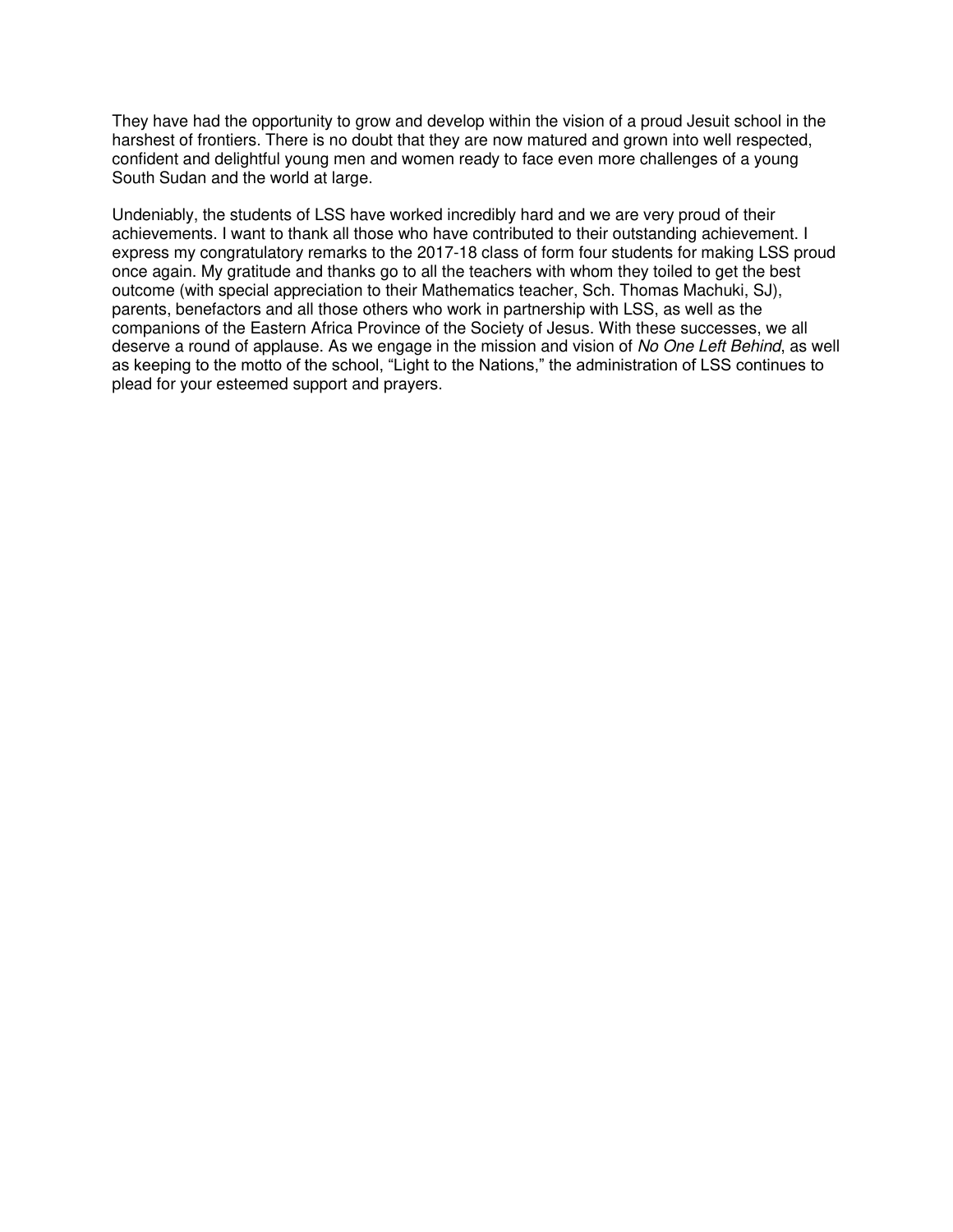They have had the opportunity to grow and develop within the vision of a proud Jesuit school in the harshest of frontiers. There is no doubt that they are now matured and grown into well respected, confident and delightful young men and women ready to face even more challenges of a young South Sudan and the world at large.

Undeniably, the students of LSS have worked incredibly hard and we are very proud of their achievements. I want to thank all those who have contributed to their outstanding achievement. I express my congratulatory remarks to the 2017-18 class of form four students for making LSS proud once again. My gratitude and thanks go to all the teachers with whom they toiled to get the best outcome (with special appreciation to their Mathematics teacher, Sch. Thomas Machuki, SJ), parents, benefactors and all those others who work in partnership with LSS, as well as the companions of the Eastern Africa Province of the Society of Jesus. With these successes, we all deserve a round of applause. As we engage in the mission and vision of *No One Left Behind*, as well as keeping to the motto of the school, "Light to the Nations," the administration of LSS continues to plead for your esteemed support and prayers.